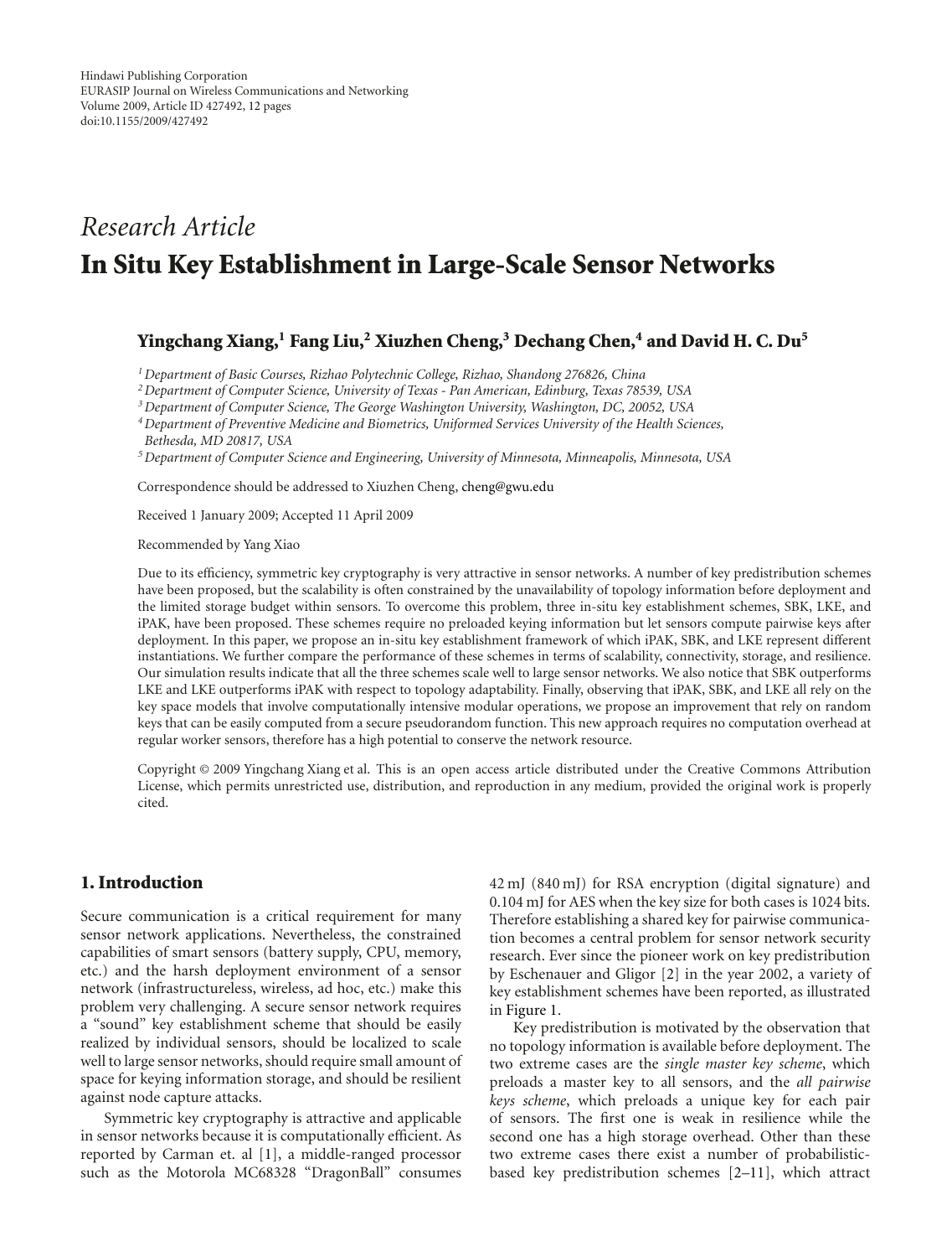Hindawi Publishing Corporation
EURASIP Journal on Wireless Communications and Networking
Volume 2009, Article ID 427492, 12 pages
doi:10.1155/2009/427492

*Research Article*

# In Situ Key Establishment in Large-Scale Sensor Networks

**Yingchang Xiang,[1] Fang Liu,[2] Xiuzhen Cheng,[3] Dechang Chen,[4] and David H. C. Du[5]**

[1] *Department of Basic Courses, Rizhao Polytechnic College, Rizhao, Shandong 276826, China*
[2] *Department of Computer Science, University of Texas - Pan American, Edinburg, Texas 78539, USA*
[3] *Department of Computer Science, The George Washington University, Washington, DC, 20052, USA*
[4] *Department of Preventive Medicine and Biometrics, Uniformed Services University of the Health Sciences, Bethesda, MD 20817, USA*
[5] *Department of Computer Science and Engineering, University of Minnesota, Minneapolis, Minnesota, USA*

Correspondence should be addressed to Xiuzhen Cheng, cheng@gwu.edu

Received 1 January 2009; Accepted 11 April 2009

Recommended by Yang Xiao

Due to its efficiency, symmetric key cryptography is very attractive in sensor networks. A number of key predistribution schemes have been proposed, but the scalability is often constrained by the unavailability of topology information before deployment and the limited storage budget within sensors. To overcome this problem, three in-situ key establishment schemes, SBK, LKE, and iPAK, have been proposed. These schemes require no preloaded keying information but let sensors compute pairwise keys after deployment. In this paper, we propose an in-situ key establishment framework of which iPAK, SBK, and LKE represent different instantiations. We further compare the performance of these schemes in terms of scalability, connectivity, storage, and resilience. Our simulation results indicate that all the three schemes scale well to large sensor networks. We also notice that SBK outperforms LKE and LKE outperforms iPAK with respect to topology adaptability. Finally, observing that iPAK, SBK, and LKE all rely on the key space models that involve computationally intensive modular operations, we propose an improvement that rely on random keys that can be easily computed from a secure pseudorandom function. This new approach requires no computation overhead at regular worker sensors, therefore has a high potential to conserve the network resource.

Copyright © 2009 Yingchang Xiang et al. This is an open access article distributed under the Creative Commons Attribution License, which permits unrestricted use, distribution, and reproduction in any medium, provided the original work is properly cited.

## 1. Introduction

Secure communication is a critical requirement for many sensor network applications. Nevertheless, the constrained capabilities of smart sensors (battery supply, CPU, memory, etc.) and the harsh deployment environment of a sensor network (infrastructureless, wireless, ad hoc, etc.) make this problem very challenging. A secure sensor network requires a "sound" key establishment scheme that should be easily realized by individual sensors, should be localized to scale well to large sensor networks, should require small amount of space for keying information storage, and should be resilient against node capture attacks.

Symmetric key cryptography is attractive and applicable in sensor networks because it is computationally efficient. As reported by Carman et. al [1], a middle-ranged processor such as the Motorola MC68328 "DragonBall" consumes 42 mJ (840 mJ) for RSA encryption (digital signature) and 0.104 mJ for AES when the key size for both cases is 1024 bits. Therefore establishing a shared key for pairwise communication becomes a central problem for sensor network security research. Ever since the pioneer work on key predistribution by Eschenauer and Gligor [2] in the year 2002, a variety of key establishment schemes have been reported, as illustrated in Figure 1.

Key predistribution is motivated by the observation that no topology information is available before deployment. The two extreme cases are the *single master key scheme*, which preloads a master key to all sensors, and the *all pairwise keys scheme*, which preloads a unique key for each pair of sensors. The first one is weak in resilience while the second one has a high storage overhead. Other than these two extreme cases there exist a number of probabilistic-based key predistribution schemes [2–11], which attract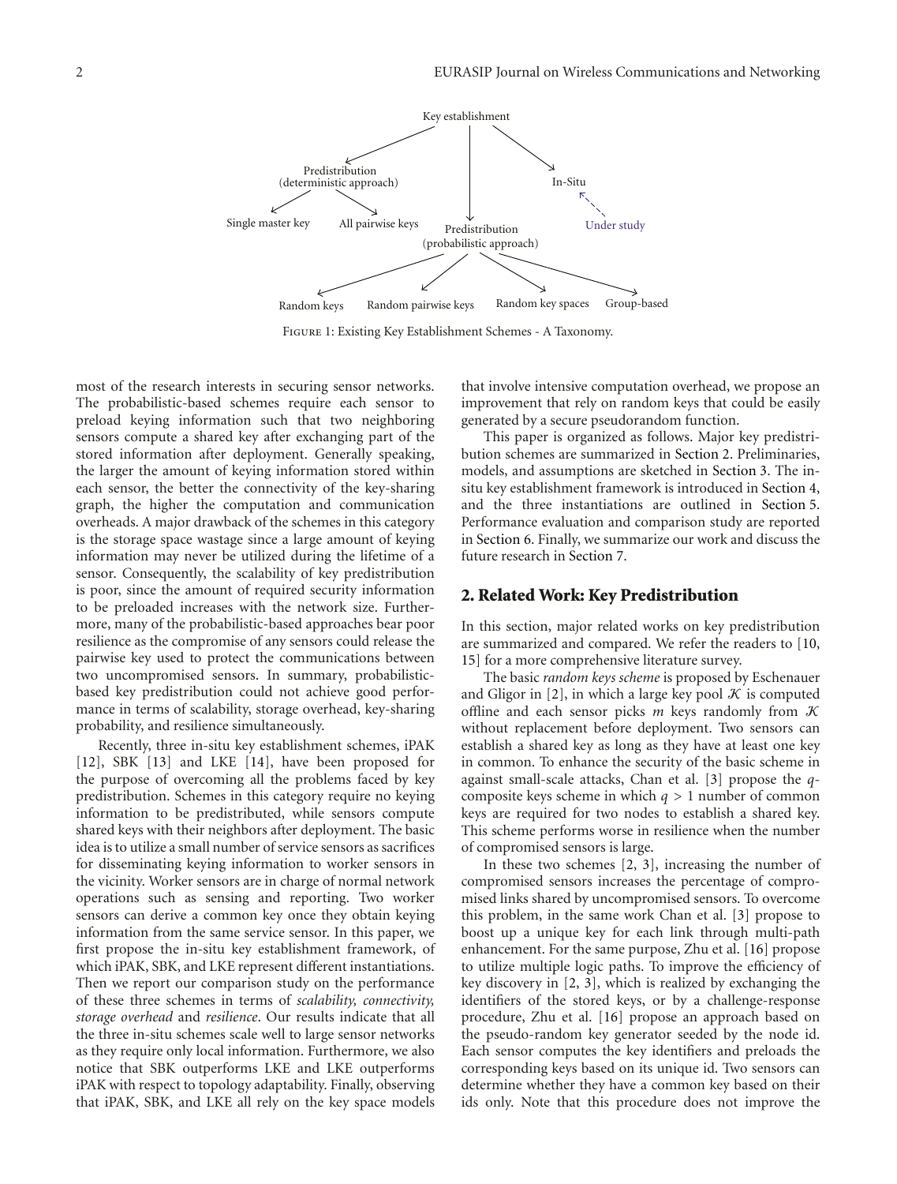Key establishment

Predistribution (deterministic approach)

Single master key

All pairwise keys

Predistribution (probabilistic approach)

In-Situ

Under study

Random keys

Random pairwise keys

Random key spaces

Group-based

Figure 1: Existing Key Establishment Schemes - A Taxonomy.

most of the research interests in securing sensor networks. The probabilistic-based schemes require each sensor to preload keying information such that two neighboring sensors compute a shared key after exchanging part of the stored information after deployment. Generally speaking, the larger the amount of keying information stored within each sensor, the better the connectivity of the key-sharing graph, the higher the computation and communication overheads. A major drawback of the schemes in this category is the storage space wastage since a large amount of keying information may never be utilized during the lifetime of a sensor. Consequently, the scalability of key predistribution is poor, since the amount of required security information to be preloaded increases with the network size. Furthermore, many of the probabilistic-based approaches bear poor resilience as the compromise of any sensors could release the pairwise key used to protect the communications between two uncompromised sensors. In summary, probabilistic-based key predistribution could not achieve good performance in terms of scalability, storage overhead, key-sharing probability, and resilience simultaneously.

Recently, three in-situ key establishment schemes, iPAK [12], SBK [13] and LKE [14], have been proposed for the purpose of overcoming all the problems faced by key predistribution. Schemes in this category require no keying information to be predistributed, while sensors compute shared keys with their neighbors after deployment. The basic idea is to utilize a small number of service sensors as sacrifices for disseminating keying information to worker sensors in the vicinity. Worker sensors are in charge of normal network operations such as sensing and reporting. Two worker sensors can derive a common key once they obtain keying information from the same service sensor. In this paper, we first propose the in-situ key establishment framework, of which iPAK, SBK, and LKE represent different instantiations. Then we report our comparison study on the performance of these three schemes in terms of *scalability, connectivity, storage overhead* and *resilience*. Our results indicate that all the three in-situ schemes scale well to large sensor networks as they require only local information. Furthermore, we also notice that SBK outperforms LKE and LKE outperforms iPAK with respect to topology adaptability. Finally, observing that iPAK, SBK, and LKE all rely on the key space models that involve intensive computation overhead, we propose an improvement that rely on random keys that could be easily generated by a secure pseudorandom function.

This paper is organized as follows. Major key predistribution schemes are summarized in Section 2. Preliminaries, models, and assumptions are sketched in Section 3. The in-situ key establishment framework is introduced in Section 4, and the three instantiations are outlined in Section 5. Performance evaluation and comparison study are reported in Section 6. Finally, we summarize our work and discuss the future research in Section 7.

## 2. Related Work: Key Predistribution

In this section, major related works on key predistribution are summarized and compared. We refer the readers to [10, 15] for a more comprehensive literature survey.

The basic *random keys scheme* is proposed by Eschenauer and Gligor in [2], in which a large key pool $\mathcal{K}$ is computed offline and each sensor picks $m$ keys randomly from $\mathcal{K}$ without replacement before deployment. Two sensors can establish a shared key as long as they have at least one key in common. To enhance the security of the basic scheme in against small-scale attacks, Chan et al. [3] propose the $q$-composite keys scheme in which $q > 1$ number of common keys are required for two nodes to establish a shared key. This scheme performs worse in resilience when the number of compromised sensors is large.

In these two schemes [2, 3], increasing the number of compromised sensors increases the percentage of compromised links shared by uncompromised sensors. To overcome this problem, in the same work Chan et al. [3] propose to boost up a unique key for each link through multi-path enhancement. For the same purpose, Zhu et al. [16] propose to utilize multiple logic paths. To improve the efficiency of key discovery in [2, 3], which is realized by exchanging the identifiers of the stored keys, or by a challenge-response procedure, Zhu et al. [16] propose an approach based on the pseudo-random key generator seeded by the node id. Each sensor computes the key identifiers and preloads the corresponding keys based on its unique id. Two sensors can determine whether they have a common key based on their ids only. Note that this procedure does not improve the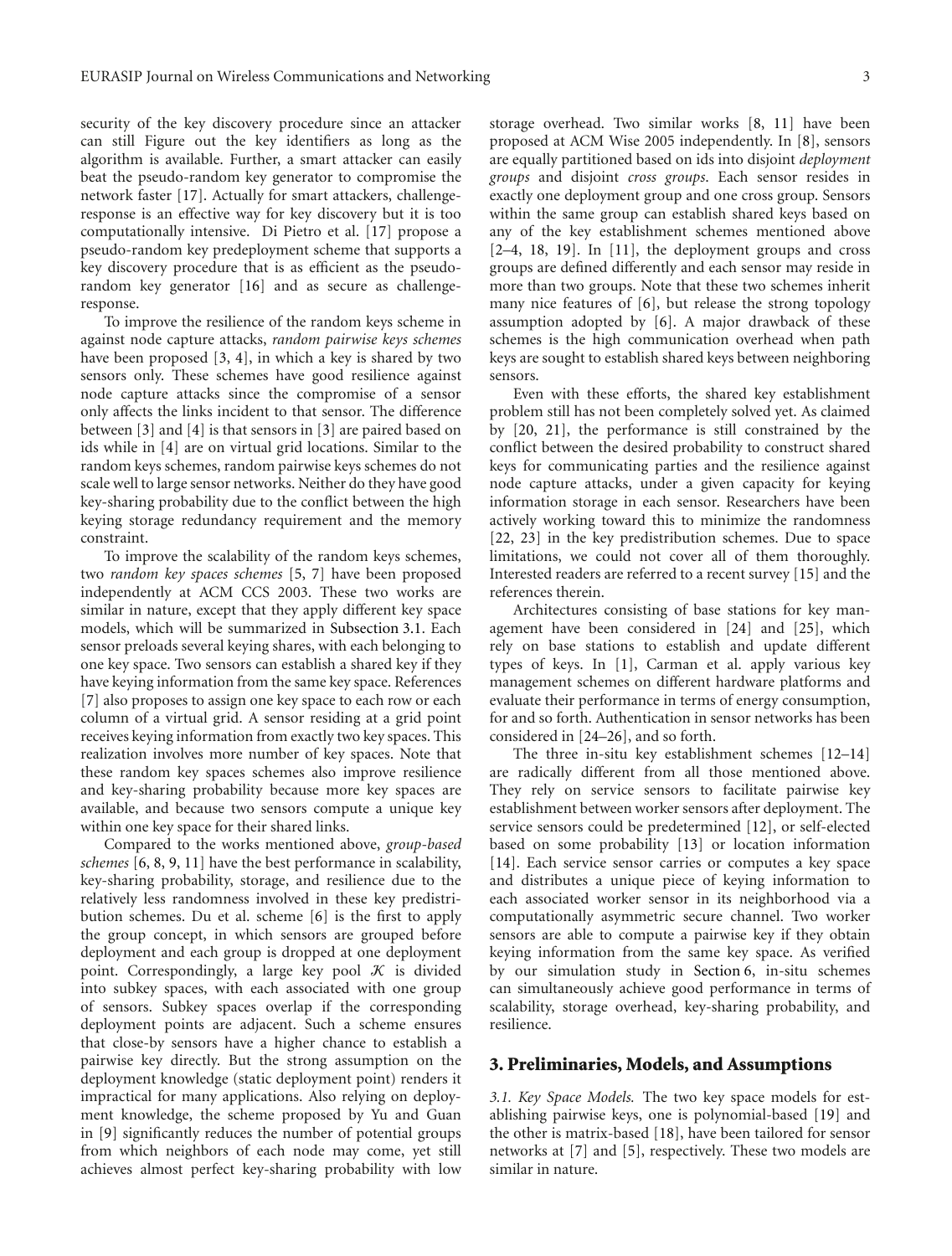security of the key discovery procedure since an attacker can still Figure out the key identifiers as long as the algorithm is available. Further, a smart attacker can easily beat the pseudo-random key generator to compromise the network faster [17]. Actually for smart attackers, challenge-response is an effective way for key discovery but it is too computationally intensive. Di Pietro et al. [17] propose a pseudo-random key predeployment scheme that supports a key discovery procedure that is as efficient as the pseudo-random key generator [16] and as secure as challenge-response.

To improve the resilience of the random keys scheme in against node capture attacks, *random pairwise keys schemes* have been proposed [3, 4], in which a key is shared by two sensors only. These schemes have good resilience against node capture attacks since the compromise of a sensor only affects the links incident to that sensor. The difference between [3] and [4] is that sensors in [3] are paired based on ids while in [4] are on virtual grid locations. Similar to the random keys schemes, random pairwise keys schemes do not scale well to large sensor networks. Neither do they have good key-sharing probability due to the conflict between the high keying storage redundancy requirement and the memory constraint.

To improve the scalability of the random keys schemes, two *random key spaces schemes* [5, 7] have been proposed independently at ACM CCS 2003. These two works are similar in nature, except that they apply different key space models, which will be summarized in Subsection 3.1. Each sensor preloads several keying shares, with each belonging to one key space. Two sensors can establish a shared key if they have keying information from the same key space. References [7] also proposes to assign one key space to each row or each column of a virtual grid. A sensor residing at a grid point receives keying information from exactly two key spaces. This realization involves more number of key spaces. Note that these random key spaces schemes also improve resilience and key-sharing probability because more key spaces are available, and because two sensors compute a unique key within one key space for their shared links.

Compared to the works mentioned above, *group-based schemes* [6, 8, 9, 11] have the best performance in scalability, key-sharing probability, storage, and resilience due to the relatively less randomness involved in these key predistribution schemes. Du et al. scheme [6] is the first to apply the group concept, in which sensors are grouped before deployment and each group is dropped at one deployment point. Correspondingly, a large key pool $\mathcal{K}$ is divided into subkey spaces, with each associated with one group of sensors. Subkey spaces overlap if the corresponding deployment points are adjacent. Such a scheme ensures that close-by sensors have a higher chance to establish a pairwise key directly. But the strong assumption on the deployment knowledge (static deployment point) renders it impractical for many applications. Also relying on deployment knowledge, the scheme proposed by Yu and Guan in [9] significantly reduces the number of potential groups from which neighbors of each node may come, yet still achieves almost perfect key-sharing probability with low storage overhead. Two similar works [8, 11] have been proposed at ACM Wise 2005 independently. In [8], sensors are equally partitioned based on ids into disjoint *deployment groups* and disjoint *cross groups*. Each sensor resides in exactly one deployment group and one cross group. Sensors within the same group can establish shared keys based on any of the key establishment schemes mentioned above [2–4, 18, 19]. In [11], the deployment groups and cross groups are defined differently and each sensor may reside in more than two groups. Note that these two schemes inherit many nice features of [6], but release the strong topology assumption adopted by [6]. A major drawback of these schemes is the high communication overhead when path keys are sought to establish shared keys between neighboring sensors.

Even with these efforts, the shared key establishment problem still has not been completely solved yet. As claimed by [20, 21], the performance is still constrained by the conflict between the desired probability to construct shared keys for communicating parties and the resilience against node capture attacks, under a given capacity for keying information storage in each sensor. Researchers have been actively working toward this to minimize the randomness [22, 23] in the key predistribution schemes. Due to space limitations, we could not cover all of them thoroughly. Interested readers are referred to a recent survey [15] and the references therein.

Architectures consisting of base stations for key management have been considered in [24] and [25], which rely on base stations to establish and update different types of keys. In [1], Carman et al. apply various key management schemes on different hardware platforms and evaluate their performance in terms of energy consumption, for and so forth. Authentication in sensor networks has been considered in [24–26], and so forth.

The three in-situ key establishment schemes [12–14] are radically different from all those mentioned above. They rely on service sensors to facilitate pairwise key establishment between worker sensors after deployment. The service sensors could be predetermined [12], or self-elected based on some probability [13] or location information [14]. Each service sensor carries or computes a key space and distributes a unique piece of keying information to each associated worker sensor in its neighborhood via a computationally asymmetric secure channel. Two worker sensors are able to compute a pairwise key if they obtain keying information from the same key space. As verified by our simulation study in Section 6, in-situ schemes can simultaneously achieve good performance in terms of scalability, storage overhead, key-sharing probability, and resilience.

## 3. Preliminaries, Models, and Assumptions

*3.1. Key Space Models.* The two key space models for establishing pairwise keys, one is polynomial-based [19] and the other is matrix-based [18], have been tailored for sensor networks at [7] and [5], respectively. These two models are similar in nature.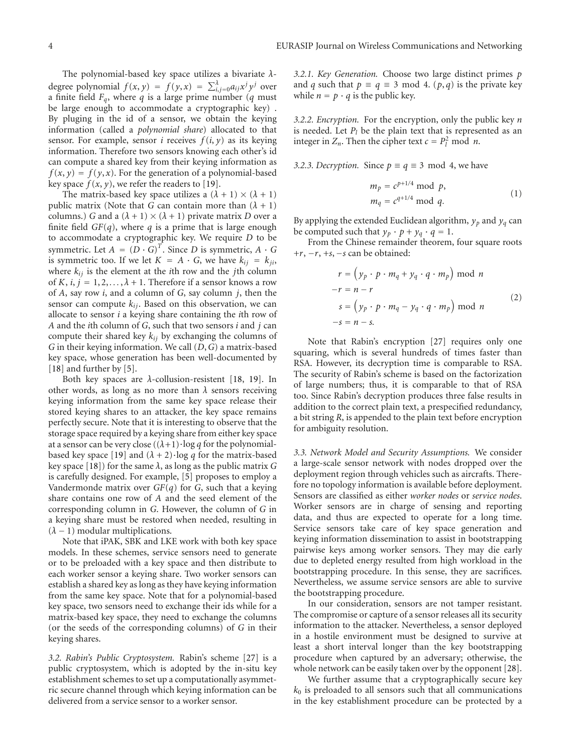The polynomial-based key space utilizes a bivariate $\lambda$-degree polynomial $f(x, y) = f(y, x) = \sum_{i,j=0}^{\lambda} a_{ij} x^j y^j$ over a finite field $F_q$, where $q$ is a large prime number ($q$ must be large enough to accommodate a cryptographic key) . By pluging in the id of a sensor, we obtain the keying information (called a *polynomial share*) allocated to that sensor. For example, sensor $i$ receives $f(i, y)$ as its keying information. Therefore two sensors knowing each other's id can compute a shared key from their keying information as $f(x, y) = f(y, x)$. For the generation of a polynomial-based key space $f(x, y)$, we refer the readers to [19].

The matrix-based key space utilizes a $(\lambda + 1) \times (\lambda + 1)$ public matrix (Note that $G$ can contain more than $(\lambda + 1)$ columns.) $G$ and a $(\lambda + 1) \times (\lambda + 1)$ private matrix $D$ over a finite field $GF(q)$, where $q$ is a prime that is large enough to accommodate a cryptographic key. We require $D$ to be symmetric. Let $A = (D \cdot G)^T$. Since $D$ is symmetric, $A \cdot G$ is symmetric too. If we let $K = A \cdot G$, we have $k_{ij} = k_{ji}$, where $k_{ij}$ is the element at the $i$th row and the $j$th column of $K$, $i, j = 1, 2, \ldots, \lambda + 1$. Therefore if a sensor knows a row of $A$, say row $i$, and a column of $G$, say column $j$, then the sensor can compute $k_{ij}$. Based on this observation, we can allocate to sensor $i$ a keying share containing the $i$th row of $A$ and the $i$th column of $G$, such that two sensors $i$ and $j$ can compute their shared key $k_{ij}$ by exchanging the columns of $G$ in their keying information. We call $(D, G)$ a matrix-based key space, whose generation has been well-documented by [18] and further by [5].

Both key spaces are $\lambda$-collusion-resistent [18, 19]. In other words, as long as no more than $\lambda$ sensors receiving keying information from the same key space release their stored keying shares to an attacker, the key space remains perfectly secure. Note that it is interesting to observe that the storage space required by a keying share from either key space at a sensor can be very close ($(\lambda+1) \cdot \log q$ for the polynomial-based key space [19] and $(\lambda + 2) \cdot \log q$ for the matrix-based key space [18]) for the same $\lambda$, as long as the public matrix $G$ is carefully designed. For example, [5] proposes to employ a Vandermonde matrix over $GF(q)$ for $G$, such that a keying share contains one row of $A$ and the seed element of the corresponding column in $G$. However, the column of $G$ in a keying share must be restored when needed, resulting in $(\lambda - 1)$ modular multiplications.

Note that iPAK, SBK and LKE work with both key space models. In these schemes, service sensors need to generate or to be preloaded with a key space and then distribute to each worker sensor a keying share. Two worker sensors can establish a shared key as long as they have keying information from the same key space. Note that for a polynomial-based key space, two sensors need to exchange their ids while for a matrix-based key space, they need to exchange the columns (or the seeds of the corresponding columns) of $G$ in their keying shares.

*3.2. Rabin's Public Cryptosystem.* Rabin's scheme [27] is a public cryptosystem, which is adopted by the in-situ key establishment schemes to set up a computationally asymmetric secure channel through which keying information can be delivered from a service sensor to a worker sensor.

*3.2.1. Key Generation.* Choose two large distinct primes $p$ and $q$ such that $p \equiv q \equiv 3 \mod 4$. $(p, q)$ is the private key while $n = p \cdot q$ is the public key.

*3.2.2. Encryption.* For the encryption, only the public key $n$ is needed. Let $P_l$ be the plain text that is represented as an integer in $Z_n$. Then the cipher text $c = P_l^2 \mod n$.

*3.2.3. Decryption.* Since $p \equiv q \equiv 3 \mod 4$, we have

$$
\begin{aligned}
m_p &= c^{p+1/4} \mod p, \\
m_q &= c^{q+1/4} \mod q.
\end{aligned}
\tag{1}
$$

By applying the extended Euclidean algorithm, $y_p$ and $y_q$ can be computed such that $y_p \cdot p + y_q \cdot q = 1$.

From the Chinese remainder theorem, four square roots $+r, -r, +s, -s$ can be obtained:

$$
\begin{aligned}
r &= \left(y_p \cdot p \cdot m_q + y_q \cdot q \cdot m_p\right) \mod n \\
-r &= n - r \\
s &= \left(y_p \cdot p \cdot m_q - y_q \cdot q \cdot m_p\right) \mod n \\
-s &= n - s.
\end{aligned}
\tag{2}
$$

Note that Rabin's encryption [27] requires only one squaring, which is several hundreds of times faster than RSA. However, its decryption time is comparable to RSA. The security of Rabin's scheme is based on the factorization of large numbers; thus, it is comparable to that of RSA too. Since Rabin's decryption produces three false results in addition to the correct plain text, a prespecified redundancy, a bit string $R$, is appended to the plain text before encryption for ambiguity resolution.

*3.3. Network Model and Security Assumptions.* We consider a large-scale sensor network with nodes dropped over the deployment region through vehicles such as aircrafts. Therefore no topology information is available before deployment. Sensors are classified as either *worker nodes* or *service nodes*. Worker sensors are in charge of sensing and reporting data, and thus are expected to operate for a long time. Service sensors take care of key space generation and keying information dissemination to assist in bootstrapping pairwise keys among worker sensors. They may die early due to depleted energy resulted from high workload in the bootstrapping procedure. In this sense, they are sacrifices. Nevertheless, we assume service sensors are able to survive the bootstrapping procedure.

In our consideration, sensors are not tamper resistant. The compromise or capture of a sensor releases all its security information to the attacker. Nevertheless, a sensor deployed in a hostile environment must be designed to survive at least a short interval longer than the key bootstrapping procedure when captured by an adversary; otherwise, the whole network can be easily taken over by the opponent [28].

We further assume that a cryptographically secure key $k_0$ is preloaded to all sensors such that all communications in the key establishment procedure can be protected by a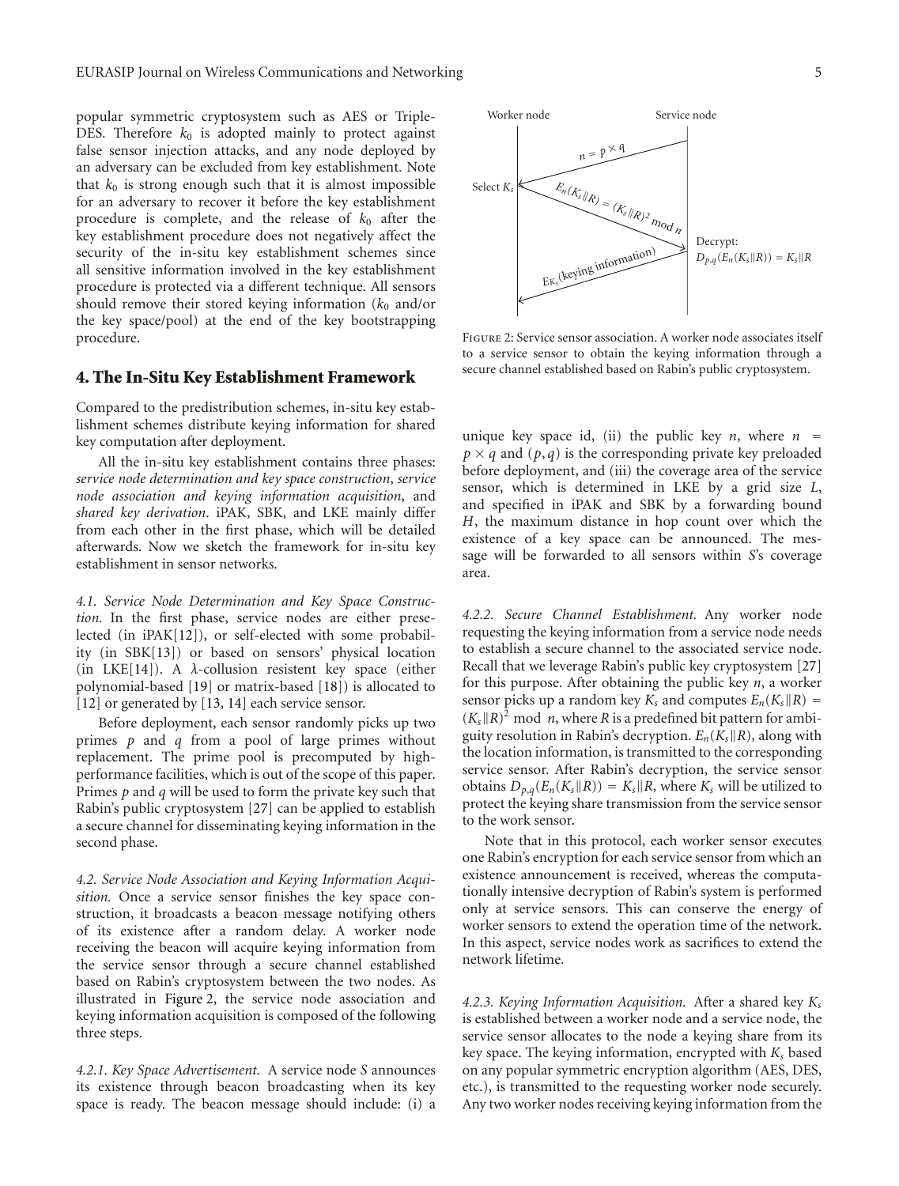popular symmetric cryptosystem such as AES or Triple-DES. Therefore $k_0$ is adopted mainly to protect against false sensor injection attacks, and any node deployed by an adversary can be excluded from key establishment. Note that $k_0$ is strong enough such that it is almost impossible for an adversary to recover it before the key establishment procedure is complete, and the release of $k_0$ after the key establishment procedure does not negatively affect the security of the in-situ key establishment schemes since all sensitive information involved in the key establishment procedure is protected via a different technique. All sensors should remove their stored keying information ($k_0$ and/or the key space/pool) at the end of the key bootstrapping procedure.

## 4. The In-Situ Key Establishment Framework

Compared to the predistribution schemes, in-situ key establishment schemes distribute keying information for shared key computation after deployment.

All the in-situ key establishment contains three phases: *service node determination and key space construction*, *service node association and keying information acquisition*, and *shared key derivation*. iPAK, SBK, and LKE mainly differ from each other in the first phase, which will be detailed afterwards. Now we sketch the framework for in-situ key establishment in sensor networks.

*4.1. Service Node Determination and Key Space Construction.* In the first phase, service nodes are either preselected (in iPAK[12]), or self-elected with some probability (in SBK[13]) or based on sensors' physical location (in LKE[14]). A $\lambda$-collusion resistent key space (either polynomial-based [19] or matrix-based [18]) is allocated to [12] or generated by [13, 14] each service sensor.

Before deployment, each sensor randomly picks up two primes $p$ and $q$ from a pool of large primes without replacement. The prime pool is precomputed by high-performance facilities, which is out of the scope of this paper. Primes $p$ and $q$ will be used to form the private key such that Rabin's public cryptosystem [27] can be applied to establish a secure channel for disseminating keying information in the second phase.

*4.2. Service Node Association and Keying Information Acquisition.* Once a service sensor finishes the key space construction, it broadcasts a beacon message notifying others of its existence after a random delay. A worker node receiving the beacon will acquire keying information from the service sensor through a secure channel established based on Rabin's cryptosystem between the two nodes. As illustrated in Figure 2, the service node association and keying information acquisition is composed of the following three steps.

*4.2.1. Key Space Advertisement.* A service node $S$ announces its existence through beacon broadcasting when its key space is ready. The beacon message should include: (i) a unique key space id, (ii) the public key $n$, where $n = p \times q$ and $(p, q)$ is the corresponding private key preloaded before deployment, and (iii) the coverage area of the service sensor, which is determined in LKE by a grid size $L$, and specified in iPAK and SBK by a forwarding bound $H$, the maximum distance in hop count over which the existence of a key space can be announced. The message will be forwarded to all sensors within $S$'s coverage area.

Worker node | Service node

$n = p \times q$

Select $K_s$ — $E_n(K_s \| R) = (K_s \| R)^2 \bmod n$ — Decrypt: $D_{p,q}(E_n(K_s \| R)) = K_s \| R$

$E_{K_s}$(keying information)

Figure 2: Service sensor association. A worker node associates itself to a service sensor to obtain the keying information through a secure channel established based on Rabin's public cryptosystem.

*4.2.2. Secure Channel Establishment.* Any worker node requesting the keying information from a service node needs to establish a secure channel to the associated service node. Recall that we leverage Rabin's public key cryptosystem [27] for this purpose. After obtaining the public key $n$, a worker sensor picks up a random key $K_s$ and computes $E_n(K_s \| R) = (K_s \| R)^2 \bmod n$, where $R$ is a predefined bit pattern for ambiguity resolution in Rabin's decryption. $E_n(K_s \| R)$, along with the location information, is transmitted to the corresponding service sensor. After Rabin's decryption, the service sensor obtains $D_{p,q}(E_n(K_s \| R)) = K_s \| R$, where $K_s$ will be utilized to protect the keying share transmission from the service sensor to the work sensor.

Note that in this protocol, each worker sensor executes one Rabin's encryption for each service sensor from which an existence announcement is received, whereas the computationally intensive decryption of Rabin's system is performed only at service sensors. This can conserve the energy of worker sensors to extend the operation time of the network. In this aspect, service nodes work as sacrifices to extend the network lifetime.

*4.2.3. Keying Information Acquisition.* After a shared key $K_s$ is established between a worker node and a service node, the service sensor allocates to the node a keying share from its key space. The keying information, encrypted with $K_s$ based on any popular symmetric encryption algorithm (AES, DES, etc.), is transmitted to the requesting worker node securely. Any two worker nodes receiving keying information from the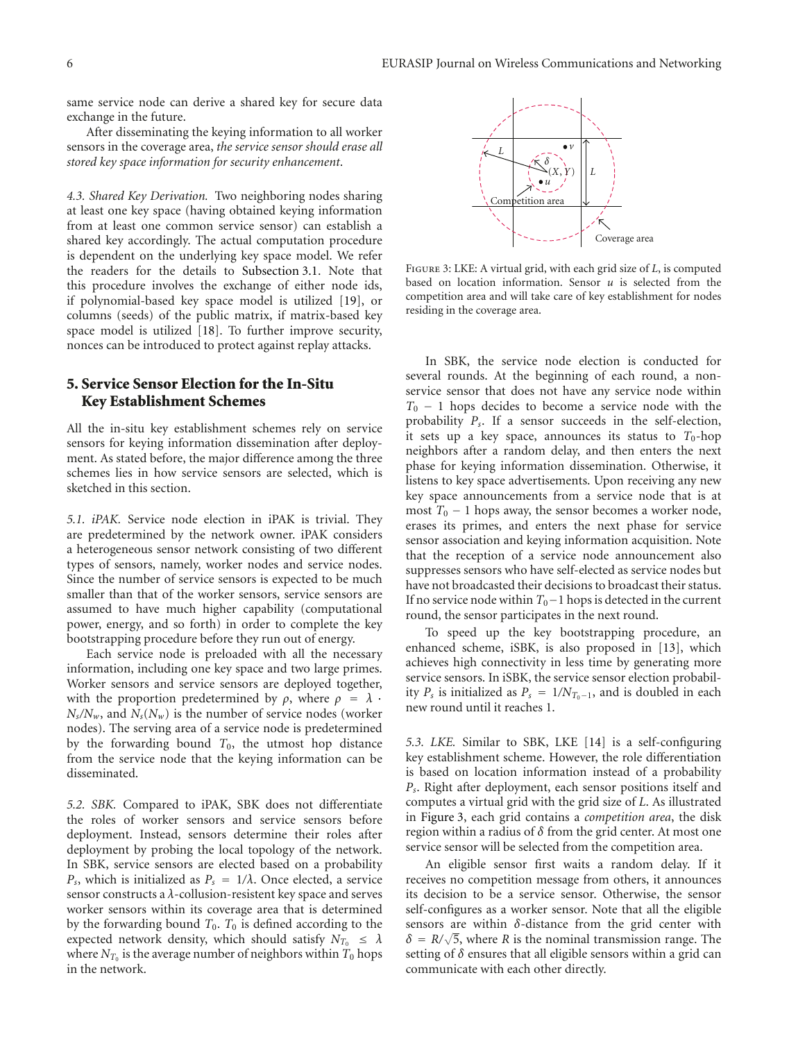same service node can derive a shared key for secure data exchange in the future.

After disseminating the keying information to all worker sensors in the coverage area, *the service sensor should erase all stored key space information for security enhancement*.

*4.3. Shared Key Derivation.* Two neighboring nodes sharing at least one key space (having obtained keying information from at least one common service sensor) can establish a shared key accordingly. The actual computation procedure is dependent on the underlying key space model. We refer the readers for the details to Subsection 3.1. Note that this procedure involves the exchange of either node ids, if polynomial-based key space model is utilized [19], or columns (seeds) of the public matrix, if matrix-based key space model is utilized [18]. To further improve security, nonces can be introduced to protect against replay attacks.

## 5. Service Sensor Election for the In-Situ Key Establishment Schemes

All the in-situ key establishment schemes rely on service sensors for keying information dissemination after deployment. As stated before, the major difference among the three schemes lies in how service sensors are selected, which is sketched in this section.

*5.1. iPAK.* Service node election in iPAK is trivial. They are predetermined by the network owner. iPAK considers a heterogeneous sensor network consisting of two different types of sensors, namely, worker nodes and service nodes. Since the number of service sensors is expected to be much smaller than that of the worker sensors, service sensors are assumed to have much higher capability (computational power, energy, and so forth) in order to complete the key bootstrapping procedure before they run out of energy.

Each service node is preloaded with all the necessary information, including one key space and two large primes. Worker sensors and service sensors are deployed together, with the proportion predetermined by $\rho$, where $\rho = \lambda \cdot N_s/N_w$, and $N_s(N_w)$ is the number of service nodes (worker nodes). The serving area of a service node is predetermined by the forwarding bound $T_0$, the utmost hop distance from the service node that the keying information can be disseminated.

*5.2. SBK.* Compared to iPAK, SBK does not differentiate the roles of worker sensors and service sensors before deployment. Instead, sensors determine their roles after deployment by probing the local topology of the network. In SBK, service sensors are elected based on a probability $P_s$, which is initialized as $P_s = 1/\lambda$. Once elected, a service sensor constructs a $\lambda$-collusion-resistent key space and serves worker sensors within its coverage area that is determined by the forwarding bound $T_0$. $T_0$ is defined according to the expected network density, which should satisfy $N_{T_0} \leq \lambda$ where $N_{T_0}$ is the average number of neighbors within $T_0$ hops in the network.

Figure 3: LKE: A virtual grid, with each grid size of $L$, is computed based on location information. Sensor $u$ is selected from the competition area and will take care of key establishment for nodes residing in the coverage area.

In SBK, the service node election is conducted for several rounds. At the beginning of each round, a non-service sensor that does not have any service node within $T_0 - 1$ hops decides to become a service node with the probability $P_s$. If a sensor succeeds in the self-election, it sets up a key space, announces its status to $T_0$-hop neighbors after a random delay, and then enters the next phase for keying information dissemination. Otherwise, it listens to key space advertisements. Upon receiving any new key space announcements from a service node that is at most $T_0 - 1$ hops away, the sensor becomes a worker node, erases its primes, and enters the next phase for service sensor association and keying information acquisition. Note that the reception of a service node announcement also suppresses sensors who have self-elected as service nodes but have not broadcasted their decisions to broadcast their status. If no service node within $T_0 - 1$ hops is detected in the current round, the sensor participates in the next round.

To speed up the key bootstrapping procedure, an enhanced scheme, iSBK, is also proposed in [13], which achieves high connectivity in less time by generating more service sensors. In iSBK, the service sensor election probability $P_s$ is initialized as $P_s = 1/N_{T_0 - 1}$, and is doubled in each new round until it reaches 1.

*5.3. LKE.* Similar to SBK, LKE [14] is a self-configuring key establishment scheme. However, the role differentiation is based on location information instead of a probability $P_s$. Right after deployment, each sensor positions itself and computes a virtual grid with the grid size of $L$. As illustrated in Figure 3, each grid contains a *competition area*, the disk region within a radius of $\delta$ from the grid center. At most one service sensor will be selected from the competition area.

An eligible sensor first waits a random delay. If it receives no competition message from others, it announces its decision to be a service sensor. Otherwise, the sensor self-configures as a worker sensor. Note that all the eligible sensors are within $\delta$-distance from the grid center with $\delta = R/\sqrt{5}$, where $R$ is the nominal transmission range. The setting of $\delta$ ensures that all eligible sensors within a grid can communicate with each other directly.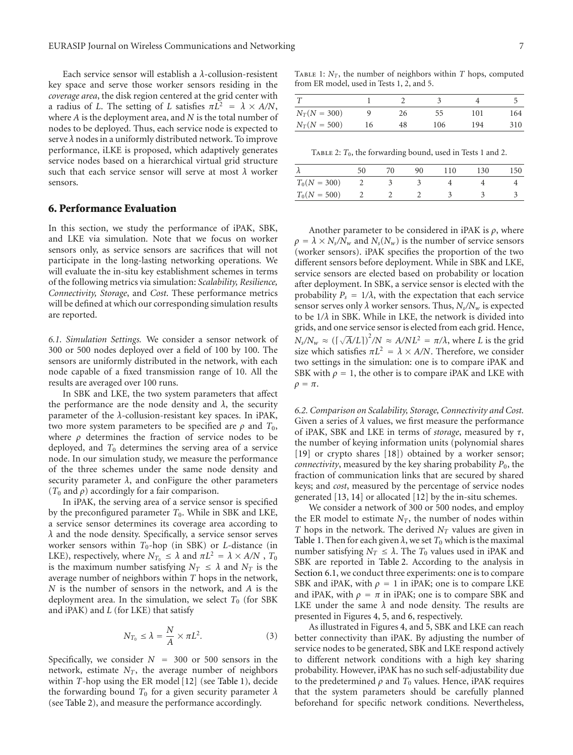Each service sensor will establish a $\lambda$-collusion-resistent key space and serve those worker sensors residing in the *coverage area*, the disk region centered at the grid center with a radius of $L$. The setting of $L$ satisfies $\pi L^2 = \lambda \times A/N$, where $A$ is the deployment area, and $N$ is the total number of nodes to be deployed. Thus, each service node is expected to serve $\lambda$ nodes in a uniformly distributed network. To improve performance, iLKE is proposed, which adaptively generates service nodes based on a hierarchical virtual grid structure such that each service sensor will serve at most $\lambda$ worker sensors.

## 6. Performance Evaluation

In this section, we study the performance of iPAK, SBK, and LKE via simulation. Note that we focus on worker sensors only, as service sensors are sacrifices that will not participate in the long-lasting networking operations. We will evaluate the in-situ key establishment schemes in terms of the following metrics via simulation: *Scalability, Resilience, Connectivity, Storage*, and *Cost*. These performance metrics will be defined at which our corresponding simulation results are reported.

*6.1. Simulation Settings.* We consider a sensor network of 300 or 500 nodes deployed over a field of 100 by 100. The sensors are uniformly distributed in the network, with each node capable of a fixed transmission range of 10. All the results are averaged over 100 runs.

In SBK and LKE, the two system parameters that affect the performance are the node density and $\lambda$, the security parameter of the $\lambda$-collusion-resistant key spaces. In iPAK, two more system parameters to be specified are $\rho$ and $T_0$, where $\rho$ determines the fraction of service nodes to be deployed, and $T_0$ determines the serving area of a service node. In our simulation study, we measure the performance of the three schemes under the same node density and security parameter $\lambda$, and conFigure the other parameters ($T_0$ and $\rho$) accordingly for a fair comparison.

In iPAK, the serving area of a service sensor is specified by the preconfigured parameter $T_0$. While in SBK and LKE, a service sensor determines its coverage area according to $\lambda$ and the node density. Specifically, a service sensor serves worker sensors within $T_0$-hop (in SBK) or $L$-distance (in LKE), respectively, where $N_{T_0} \leq \lambda$ and $\pi L^2 = \lambda \times A/N$ , $T_0$ is the maximum number satisfying $N_T \leq \lambda$ and $N_T$ is the average number of neighbors within $T$ hops in the network, $N$ is the number of sensors in the network, and $A$ is the deployment area. In the simulation, we select $T_0$ (for SBK and iPAK) and $L$ (for LKE) that satisfy

$$N_{T_0} \leq \lambda = \frac{N}{A} \times \pi L^2. \tag{3}$$

Specifically, we consider $N = 300$ or 500 sensors in the network, estimate $N_T$, the average number of neighbors within $T$-hop using the ER model [12] (see Table 1), decide the forwarding bound $T_0$ for a given security parameter $\lambda$ (see Table 2), and measure the performance accordingly.

Table 1: $N_T$, the number of neighbors within $T$ hops, computed from ER model, used in Tests 1, 2, and 5.

| $T$ | 1 | 2 | 3 | 4 | 5 |
|---|---|---|---|---|---|
| $N_T(N = 300)$ | 9 | 26 | 55 | 101 | 164 |
| $N_T(N = 500)$ | 16 | 48 | 106 | 194 | 310 |

Table 2: $T_0$, the forwarding bound, used in Tests 1 and 2.

| $\lambda$ | 50 | 70 | 90 | 110 | 130 | 150 |
|---|---|---|---|---|---|---|
| $T_0(N = 300)$ | 2 | 3 | 3 | 4 | 4 | 4 |
| $T_0(N = 500)$ | 2 | 2 | 2 | 3 | 3 | 3 |

Another parameter to be considered in iPAK is $\rho$, where $\rho = \lambda \times N_s/N_w$ and $N_s(N_w)$ is the number of service sensors (worker sensors). iPAK specifies the proportion of the two different sensors before deployment. While in SBK and LKE, service sensors are elected based on probability or location after deployment. In SBK, a service sensor is elected with the probability $P_s = 1/\lambda$, with the expectation that each service sensor serves only $\lambda$ worker sensors. Thus, $N_s/N_w$ is expected to be $1/\lambda$ in SBK. While in LKE, the network is divided into grids, and one service sensor is elected from each grid. Hence, $N_s/N_w \approx (\lceil \sqrt{A}/L \rceil)^2/N \approx A/NL^2 = \pi/\lambda$, where $L$ is the grid size which satisfies $\pi L^2 = \lambda \times A/N$. Therefore, we consider two settings in the simulation: one is to compare iPAK and SBK with $\rho = 1$, the other is to compare iPAK and LKE with $\rho = \pi$.

*6.2. Comparison on Scalability, Storage, Connectivity and Cost.* Given a series of $\lambda$ values, we first measure the performance of iPAK, SBK and LKE in terms of *storage*, measured by $\tau$, the number of keying information units (polynomial shares [19] or crypto shares [18]) obtained by a worker sensor; *connectivity*, measured by the key sharing probability $P_0$, the fraction of communication links that are secured by shared keys; and *cost*, measured by the percentage of service nodes generated [13, 14] or allocated [12] by the in-situ schemes.

We consider a network of 300 or 500 nodes, and employ the ER model to estimate $N_T$, the number of nodes within $T$ hops in the network. The derived $N_T$ values are given in Table 1. Then for each given $\lambda$, we set $T_0$ which is the maximal number satisfying $N_T \leq \lambda$. The $T_0$ values used in iPAK and SBK are reported in Table 2. According to the analysis in Section 6.1, we conduct three experiments: one is to compare SBK and iPAK, with $\rho = 1$ in iPAK; one is to compare LKE and iPAK, with $\rho = \pi$ in iPAK; one is to compare SBK and LKE under the same $\lambda$ and node density. The results are presented in Figures 4, 5, and 6, respectively.

As illustrated in Figures 4, and 5, SBK and LKE can reach better connectivity than iPAK. By adjusting the number of service nodes to be generated, SBK and LKE respond actively to different network conditions with a high key sharing probability. However, iPAK has no such self-adjustability due to the predetermined $\rho$ and $T_0$ values. Hence, iPAK requires that the system parameters should be carefully planned beforehand for specific network conditions. Nevertheless,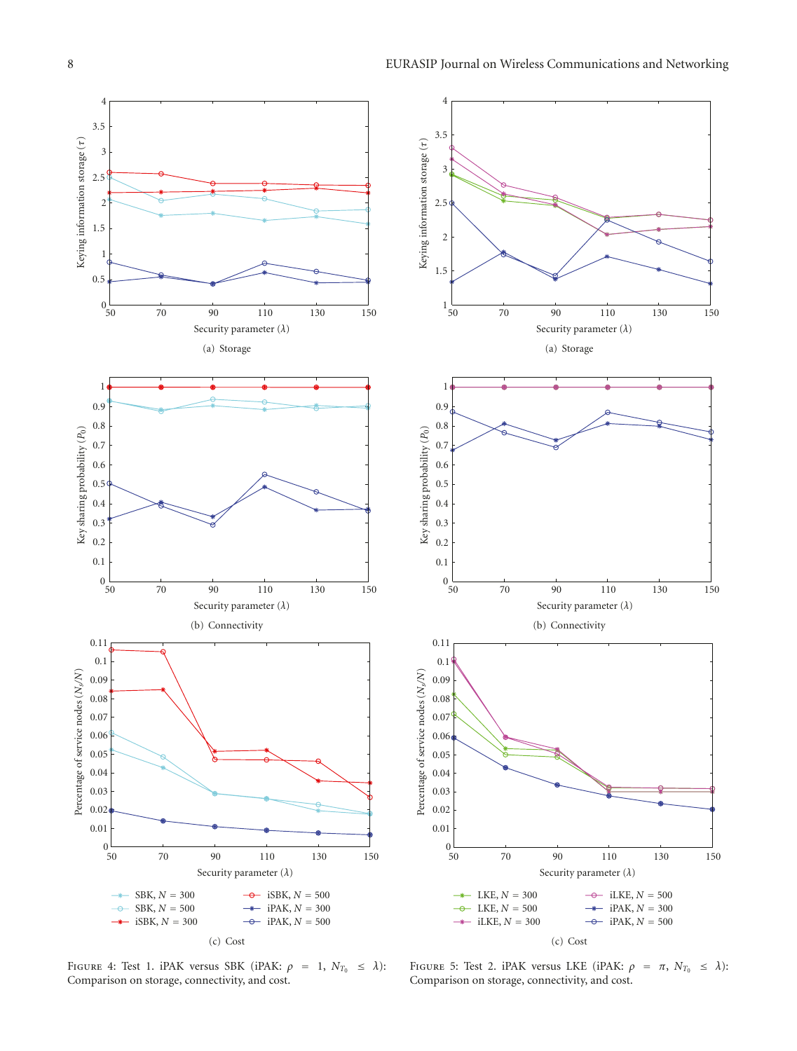FIGURE 4: Test 1. iPAK versus SBK (iPAK: $\rho = 1$, $N_{T_0} \leq \lambda$): Comparison on storage, connectivity, and cost.

FIGURE 5: Test 2. iPAK versus LKE (iPAK: $\rho = \pi$, $N_{T_0} \leq \lambda$): Comparison on storage, connectivity, and cost.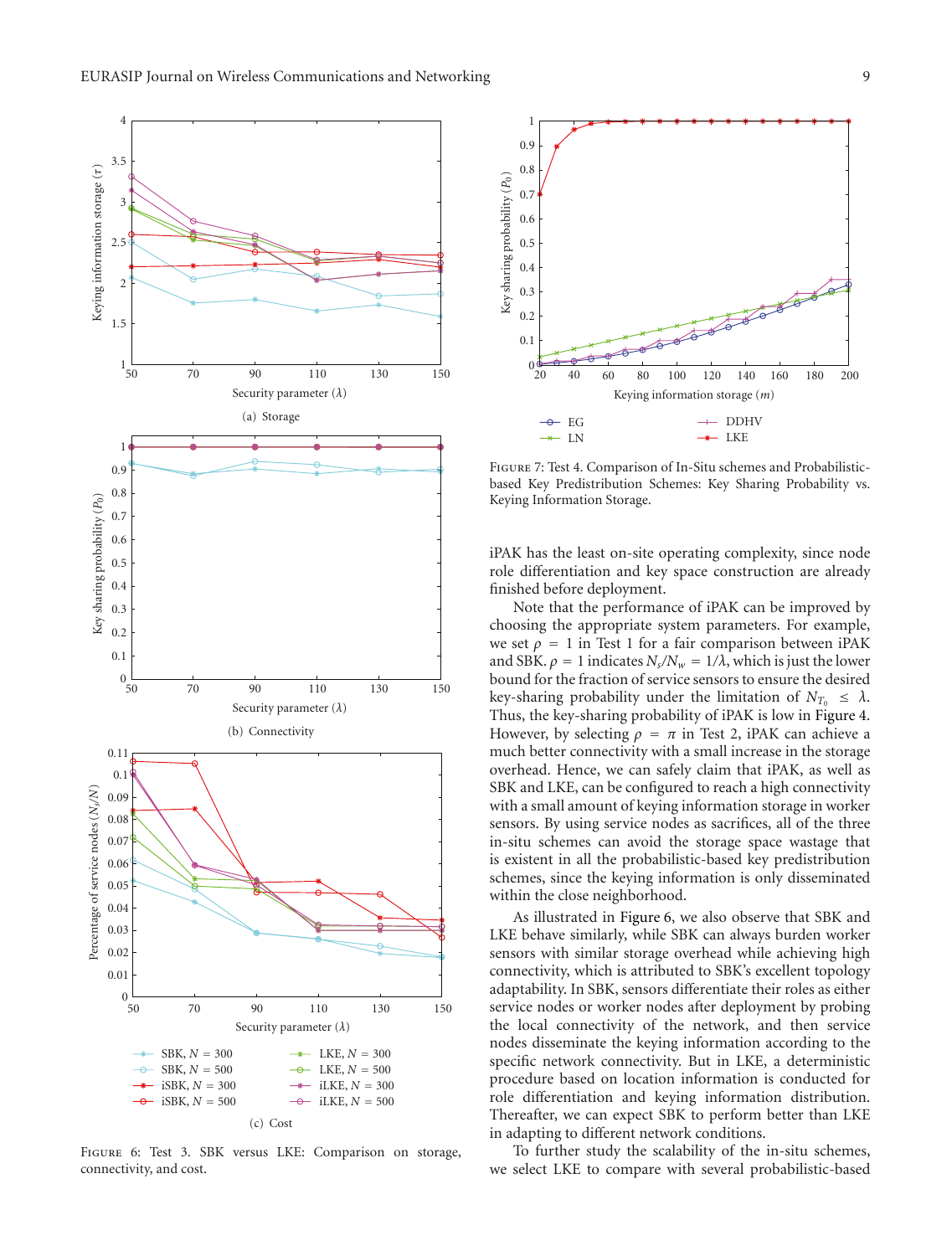Figure 6: Test 3. SBK versus LKE: Comparison on storage, connectivity, and cost.

Figure 7: Test 4. Comparison of In-Situ schemes and Probabilistic-based Key Predistribution Schemes: Key Sharing Probability vs. Keying Information Storage.

iPAK has the least on-site operating complexity, since node role differentiation and key space construction are already finished before deployment.

Note that the performance of iPAK can be improved by choosing the appropriate system parameters. For example, we set $\rho = 1$ in Test 1 for a fair comparison between iPAK and SBK. $\rho = 1$ indicates $N_s/N_w = 1/\lambda$, which is just the lower bound for the fraction of service sensors to ensure the desired key-sharing probability under the limitation of $N_{T_0} \leq \lambda$. Thus, the key-sharing probability of iPAK is low in Figure 4. However, by selecting $\rho = \pi$ in Test 2, iPAK can achieve a much better connectivity with a small increase in the storage overhead. Hence, we can safely claim that iPAK, as well as SBK and LKE, can be configured to reach a high connectivity with a small amount of keying information storage in worker sensors. By using service nodes as sacrifices, all of the three in-situ schemes can avoid the storage space wastage that is existent in all the probabilistic-based key predistribution schemes, since the keying information is only disseminated within the close neighborhood.

As illustrated in Figure 6, we also observe that SBK and LKE behave similarly, while SBK can always burden worker sensors with similar storage overhead while achieving high connectivity, which is attributed to SBK's excellent topology adaptability. In SBK, sensors differentiate their roles as either service nodes or worker nodes after deployment by probing the local connectivity of the network, and then service nodes disseminate the keying information according to the specific network connectivity. But in LKE, a deterministic procedure based on location information is conducted for role differentiation and keying information distribution. Thereafter, we can expect SBK to perform better than LKE in adapting to different network conditions.

To further study the scalability of the in-situ schemes, we select LKE to compare with several probabilistic-based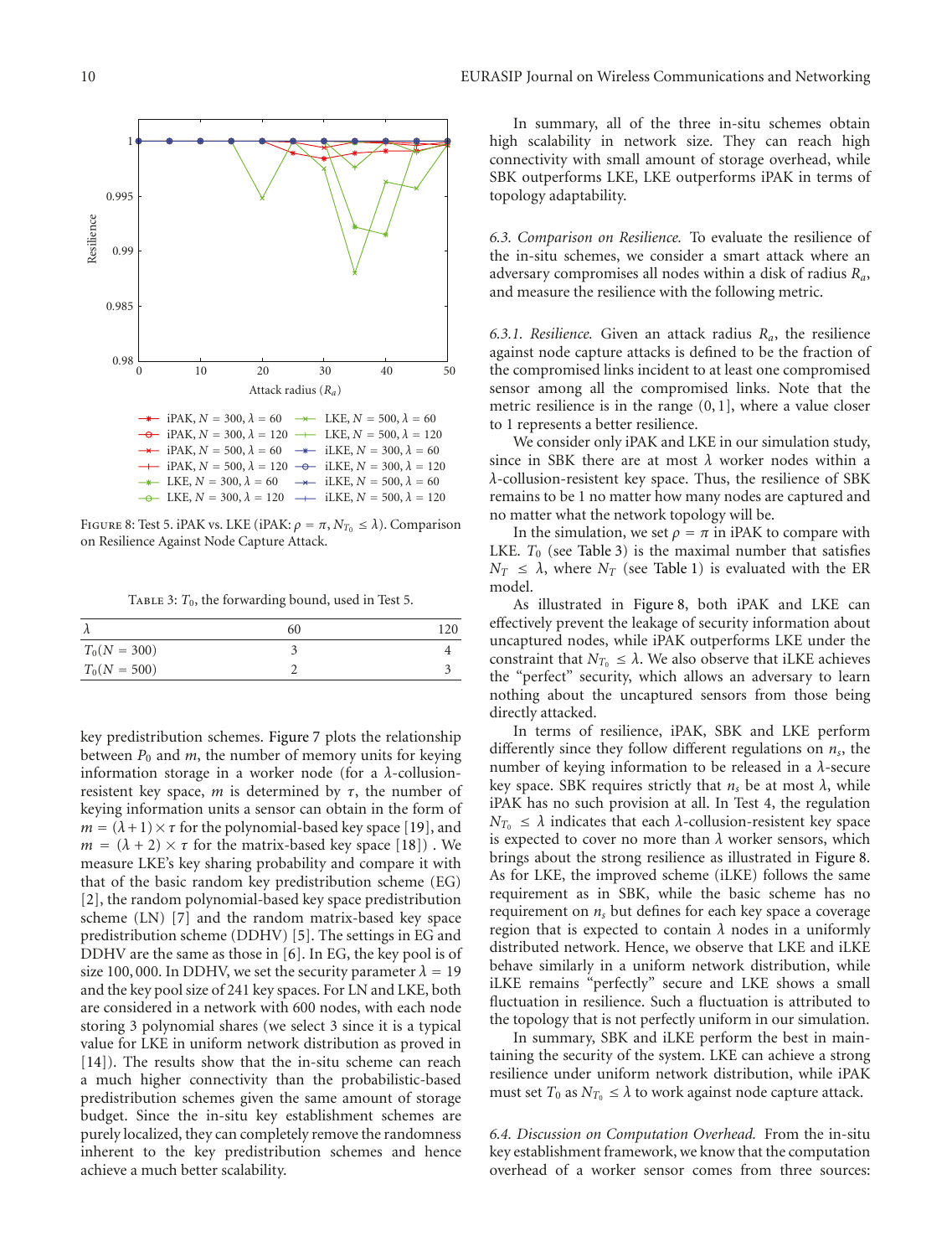FIGURE 8: Test 5. iPAK vs. LKE (iPAK: $\rho = \pi$, $N_{T_0} \le \lambda$). Comparison on Resilience Against Node Capture Attack.

TABLE 3: $T_0$, the forwarding bound, used in Test 5.

| $\lambda$ | 60 | 120 |
|---|---|---|
| $T_0(N = 300)$ | 3 | 4 |
| $T_0(N = 500)$ | 2 | 3 |

key predistribution schemes. Figure 7 plots the relationship between $P_0$ and $m$, the number of memory units for keying information storage in a worker node (for a $\lambda$-collusion-resistent key space, $m$ is determined by $\tau$, the number of keying information units a sensor can obtain in the form of $m = (\lambda + 1) \times \tau$ for the polynomial-based key space [19], and $m = (\lambda + 2) \times \tau$ for the matrix-based key space [18]) . We measure LKE's key sharing probability and compare it with that of the basic random key predistribution scheme (EG) [2], the random polynomial-based key space predistribution scheme (LN) [7] and the random matrix-based key space predistribution scheme (DDHV) [5]. The settings in EG and DDHV are the same as those in [6]. In EG, the key pool is of size 100, 000. In DDHV, we set the security parameter $\lambda = 19$ and the key pool size of 241 key spaces. For LN and LKE, both are considered in a network with 600 nodes, with each node storing 3 polynomial shares (we select 3 since it is a typical value for LKE in uniform network distribution as proved in [14]). The results show that the in-situ scheme can reach a much higher connectivity than the probabilistic-based predistribution schemes given the same amount of storage budget. Since the in-situ key establishment schemes are purely localized, they can completely remove the randomness inherent to the key predistribution schemes and hence achieve a much better scalability.

In summary, all of the three in-situ schemes obtain high scalability in network size. They can reach high connectivity with small amount of storage overhead, while SBK outperforms LKE, LKE outperforms iPAK in terms of topology adaptability.

*6.3. Comparison on Resilience.* To evaluate the resilience of the in-situ schemes, we consider a smart attack where an adversary compromises all nodes within a disk of radius $R_a$, and measure the resilience with the following metric.

*6.3.1. Resilience.* Given an attack radius $R_a$, the resilience against node capture attacks is defined to be the fraction of the compromised links incident to at least one compromised sensor among all the compromised links. Note that the metric resilience is in the range $(0, 1]$, where a value closer to 1 represents a better resilience.

We consider only iPAK and LKE in our simulation study, since in SBK there are at most $\lambda$ worker nodes within a $\lambda$-collusion-resistent key space. Thus, the resilience of SBK remains to be 1 no matter how many nodes are captured and no matter what the network topology will be.

In the simulation, we set $\rho = \pi$ in iPAK to compare with LKE. $T_0$ (see Table 3) is the maximal number that satisfies $N_T \le \lambda$, where $N_T$ (see Table 1) is evaluated with the ER model.

As illustrated in Figure 8, both iPAK and LKE can effectively prevent the leakage of security information about uncaptured nodes, while iPAK outperforms LKE under the constraint that $N_{T_0} \le \lambda$. We also observe that iLKE achieves the "perfect" security, which allows an adversary to learn nothing about the uncaptured sensors from those being directly attacked.

In terms of resilience, iPAK, SBK and LKE perform differently since they follow different regulations on $n_s$, the number of keying information to be released in a $\lambda$-secure key space. SBK requires strictly that $n_s$ be at most $\lambda$, while iPAK has no such provision at all. In Test 4, the regulation $N_{T_0} \le \lambda$ indicates that each $\lambda$-collusion-resistent key space is expected to cover no more than $\lambda$ worker sensors, which brings about the strong resilience as illustrated in Figure 8. As for LKE, the improved scheme (iLKE) follows the same requirement as in SBK, while the basic scheme has no requirement on $n_s$ but defines for each key space a coverage region that is expected to contain $\lambda$ nodes in a uniformly distributed network. Hence, we observe that LKE and iLKE behave similarly in a uniform network distribution, while iLKE remains "perfectly" secure and LKE shows a small fluctuation in resilience. Such a fluctuation is attributed to the topology that is not perfectly uniform in our simulation.

In summary, SBK and iLKE perform the best in maintaining the security of the system. LKE can achieve a strong resilience under uniform network distribution, while iPAK must set $T_0$ as $N_{T_0} \le \lambda$ to work against node capture attack.

*6.4. Discussion on Computation Overhead.* From the in-situ key establishment framework, we know that the computation overhead of a worker sensor comes from three sources: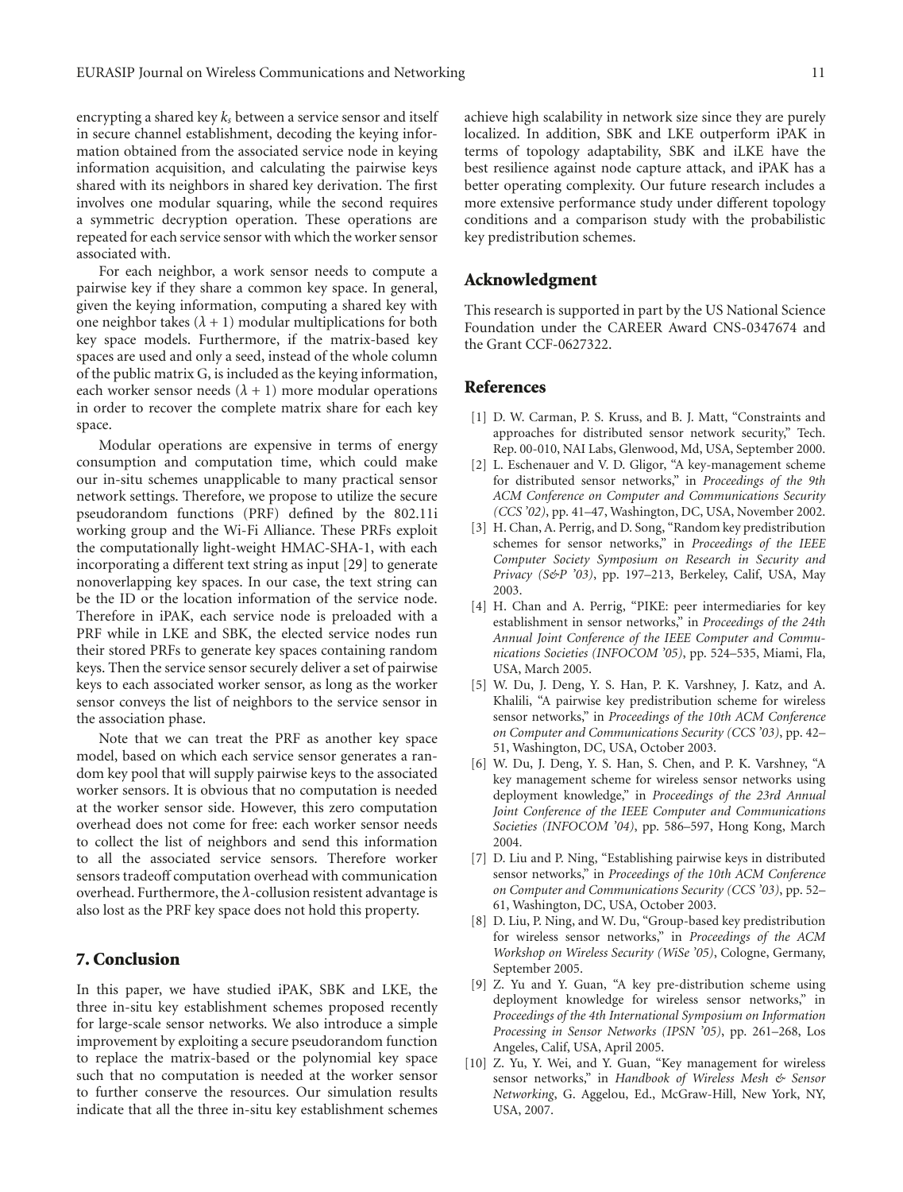encrypting a shared key $k_s$ between a service sensor and itself in secure channel establishment, decoding the keying information obtained from the associated service node in keying information acquisition, and calculating the pairwise keys shared with its neighbors in shared key derivation. The first involves one modular squaring, while the second requires a symmetric decryption operation. These operations are repeated for each service sensor with which the worker sensor associated with.

For each neighbor, a work sensor needs to compute a pairwise key if they share a common key space. In general, given the keying information, computing a shared key with one neighbor takes $(\lambda + 1)$ modular multiplications for both key space models. Furthermore, if the matrix-based key spaces are used and only a seed, instead of the whole column of the public matrix G, is included as the keying information, each worker sensor needs $(\lambda + 1)$ more modular operations in order to recover the complete matrix share for each key space.

Modular operations are expensive in terms of energy consumption and computation time, which could make our in-situ schemes unapplicable to many practical sensor network settings. Therefore, we propose to utilize the secure pseudorandom functions (PRF) defined by the 802.11i working group and the Wi-Fi Alliance. These PRFs exploit the computationally light-weight HMAC-SHA-1, with each incorporating a different text string as input [29] to generate nonoverlapping key spaces. In our case, the text string can be the ID or the location information of the service node. Therefore in iPAK, each service node is preloaded with a PRF while in LKE and SBK, the elected service nodes run their stored PRFs to generate key spaces containing random keys. Then the service sensor securely deliver a set of pairwise keys to each associated worker sensor, as long as the worker sensor conveys the list of neighbors to the service sensor in the association phase.

Note that we can treat the PRF as another key space model, based on which each service sensor generates a random key pool that will supply pairwise keys to the associated worker sensors. It is obvious that no computation is needed at the worker sensor side. However, this zero computation overhead does not come for free: each worker sensor needs to collect the list of neighbors and send this information to all the associated service sensors. Therefore worker sensors tradeoff computation overhead with communication overhead. Furthermore, the $\lambda$-collusion resistent advantage is also lost as the PRF key space does not hold this property.

## 7. Conclusion

In this paper, we have studied iPAK, SBK and LKE, the three in-situ key establishment schemes proposed recently for large-scale sensor networks. We also introduce a simple improvement by exploiting a secure pseudorandom function to replace the matrix-based or the polynomial key space such that no computation is needed at the worker sensor to further conserve the resources. Our simulation results indicate that all the three in-situ key establishment schemes achieve high scalability in network size since they are purely localized. In addition, SBK and LKE outperform iPAK in terms of topology adaptability, SBK and iLKE have the best resilience against node capture attack, and iPAK has a better operating complexity. Our future research includes a more extensive performance study under different topology conditions and a comparison study with the probabilistic key predistribution schemes.

## Acknowledgment

This research is supported in part by the US National Science Foundation under the CAREER Award CNS-0347674 and the Grant CCF-0627322.

## References

[1] D. W. Carman, P. S. Kruss, and B. J. Matt, "Constraints and approaches for distributed sensor network security," Tech. Rep. 00-010, NAI Labs, Glenwood, Md, USA, September 2000.

[2] L. Eschenauer and V. D. Gligor, "A key-management scheme for distributed sensor networks," in *Proceedings of the 9th ACM Conference on Computer and Communications Security (CCS '02)*, pp. 41–47, Washington, DC, USA, November 2002.

[3] H. Chan, A. Perrig, and D. Song, "Random key predistribution schemes for sensor networks," in *Proceedings of the IEEE Computer Society Symposium on Research in Security and Privacy (S&P '03)*, pp. 197–213, Berkeley, Calif, USA, May 2003.

[4] H. Chan and A. Perrig, "PIKE: peer intermediaries for key establishment in sensor networks," in *Proceedings of the 24th Annual Joint Conference of the IEEE Computer and Communications Societies (INFOCOM '05)*, pp. 524–535, Miami, Fla, USA, March 2005.

[5] W. Du, J. Deng, Y. S. Han, P. K. Varshney, J. Katz, and A. Khalili, "A pairwise key predistribution scheme for wireless sensor networks," in *Proceedings of the 10th ACM Conference on Computer and Communications Security (CCS '03)*, pp. 42–51, Washington, DC, USA, October 2003.

[6] W. Du, J. Deng, Y. S. Han, S. Chen, and P. K. Varshney, "A key management scheme for wireless sensor networks using deployment knowledge," in *Proceedings of the 23rd Annual Joint Conference of the IEEE Computer and Communications Societies (INFOCOM '04)*, pp. 586–597, Hong Kong, March 2004.

[7] D. Liu and P. Ning, "Establishing pairwise keys in distributed sensor networks," in *Proceedings of the 10th ACM Conference on Computer and Communications Security (CCS '03)*, pp. 52–61, Washington, DC, USA, October 2003.

[8] D. Liu, P. Ning, and W. Du, "Group-based key predistribution for wireless sensor networks," in *Proceedings of the ACM Workshop on Wireless Security (WiSe '05)*, Cologne, Germany, September 2005.

[9] Z. Yu and Y. Guan, "A key pre-distribution scheme using deployment knowledge for wireless sensor networks," in *Proceedings of the 4th International Symposium on Information Processing in Sensor Networks (IPSN '05)*, pp. 261–268, Los Angeles, Calif, USA, April 2005.

[10] Z. Yu, Y. Wei, and Y. Guan, "Key management for wireless sensor networks," in *Handbook of Wireless Mesh & Sensor Networking*, G. Aggelou, Ed., McGraw-Hill, New York, NY, USA, 2007.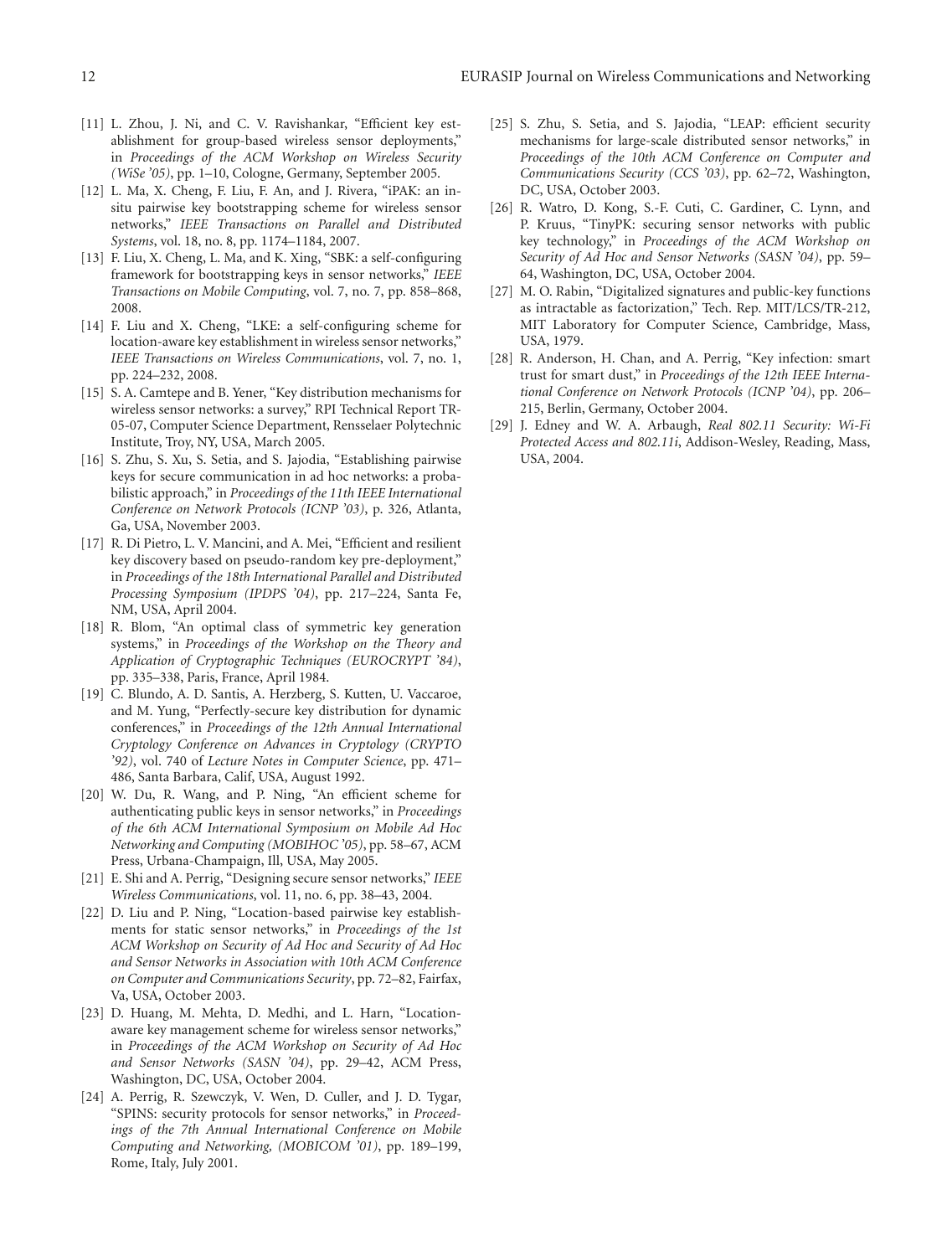[11] L. Zhou, J. Ni, and C. V. Ravishankar, "Efficient key establishment for group-based wireless sensor deployments," in *Proceedings of the ACM Workshop on Wireless Security (WiSe '05)*, pp. 1–10, Cologne, Germany, September 2005.

[12] L. Ma, X. Cheng, F. Liu, F. An, and J. Rivera, "iPAK: an in-situ pairwise key bootstrapping scheme for wireless sensor networks," *IEEE Transactions on Parallel and Distributed Systems*, vol. 18, no. 8, pp. 1174–1184, 2007.

[13] F. Liu, X. Cheng, L. Ma, and K. Xing, "SBK: a self-configuring framework for bootstrapping keys in sensor networks," *IEEE Transactions on Mobile Computing*, vol. 7, no. 7, pp. 858–868, 2008.

[14] F. Liu and X. Cheng, "LKE: a self-configuring scheme for location-aware key establishment in wireless sensor networks," *IEEE Transactions on Wireless Communications*, vol. 7, no. 1, pp. 224–232, 2008.

[15] S. A. Camtepe and B. Yener, "Key distribution mechanisms for wireless sensor networks: a survey," RPI Technical Report TR-05-07, Computer Science Department, Rensselaer Polytechnic Institute, Troy, NY, USA, March 2005.

[16] S. Zhu, S. Xu, S. Setia, and S. Jajodia, "Establishing pairwise keys for secure communication in ad hoc networks: a probabilistic approach," in *Proceedings of the 11th IEEE International Conference on Network Protocols (ICNP '03)*, p. 326, Atlanta, Ga, USA, November 2003.

[17] R. Di Pietro, L. V. Mancini, and A. Mei, "Efficient and resilient key discovery based on pseudo-random key pre-deployment," in *Proceedings of the 18th International Parallel and Distributed Processing Symposium (IPDPS '04)*, pp. 217–224, Santa Fe, NM, USA, April 2004.

[18] R. Blom, "An optimal class of symmetric key generation systems," in *Proceedings of the Workshop on the Theory and Application of Cryptographic Techniques (EUROCRYPT '84)*, pp. 335–338, Paris, France, April 1984.

[19] C. Blundo, A. D. Santis, A. Herzberg, S. Kutten, U. Vaccaroe, and M. Yung, "Perfectly-secure key distribution for dynamic conferences," in *Proceedings of the 12th Annual International Cryptology Conference on Advances in Cryptology (CRYPTO '92)*, vol. 740 of *Lecture Notes in Computer Science*, pp. 471–486, Santa Barbara, Calif, USA, August 1992.

[20] W. Du, R. Wang, and P. Ning, "An efficient scheme for authenticating public keys in sensor networks," in *Proceedings of the 6th ACM International Symposium on Mobile Ad Hoc Networking and Computing (MOBIHOC '05)*, pp. 58–67, ACM Press, Urbana-Champaign, Ill, USA, May 2005.

[21] E. Shi and A. Perrig, "Designing secure sensor networks," *IEEE Wireless Communications*, vol. 11, no. 6, pp. 38–43, 2004.

[22] D. Liu and P. Ning, "Location-based pairwise key establishments for static sensor networks," in *Proceedings of the 1st ACM Workshop on Security of Ad Hoc and Security of Ad Hoc and Sensor Networks in Association with 10th ACM Conference on Computer and Communications Security*, pp. 72–82, Fairfax, Va, USA, October 2003.

[23] D. Huang, M. Mehta, D. Medhi, and L. Harn, "Location-aware key management scheme for wireless sensor networks," in *Proceedings of the ACM Workshop on Security of Ad Hoc and Sensor Networks (SASN '04)*, pp. 29–42, ACM Press, Washington, DC, USA, October 2004.

[24] A. Perrig, R. Szewczyk, V. Wen, D. Culler, and J. D. Tygar, "SPINS: security protocols for sensor networks," in *Proceedings of the 7th Annual International Conference on Mobile Computing and Networking, (MOBICOM '01)*, pp. 189–199, Rome, Italy, July 2001.

[25] S. Zhu, S. Setia, and S. Jajodia, "LEAP: efficient security mechanisms for large-scale distributed sensor networks," in *Proceedings of the 10th ACM Conference on Computer and Communications Security (CCS '03)*, pp. 62–72, Washington, DC, USA, October 2003.

[26] R. Watro, D. Kong, S.-F. Cuti, C. Gardiner, C. Lynn, and P. Kruus, "TinyPK: securing sensor networks with public key technology," in *Proceedings of the ACM Workshop on Security of Ad Hoc and Sensor Networks (SASN '04)*, pp. 59–64, Washington, DC, USA, October 2004.

[27] M. O. Rabin, "Digitalized signatures and public-key functions as intractable as factorization," Tech. Rep. MIT/LCS/TR-212, MIT Laboratory for Computer Science, Cambridge, Mass, USA, 1979.

[28] R. Anderson, H. Chan, and A. Perrig, "Key infection: smart trust for smart dust," in *Proceedings of the 12th IEEE International Conference on Network Protocols (ICNP '04)*, pp. 206–215, Berlin, Germany, October 2004.

[29] J. Edney and W. A. Arbaugh, *Real 802.11 Security: Wi-Fi Protected Access and 802.11i*, Addison-Wesley, Reading, Mass, USA, 2004.